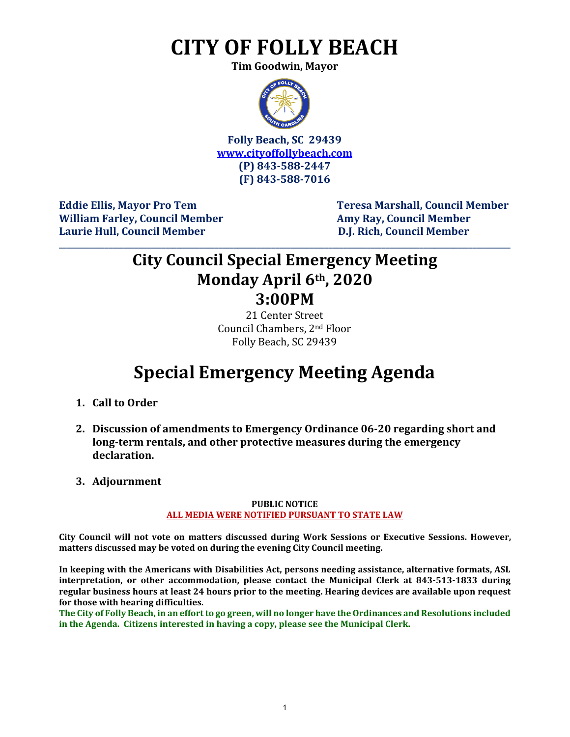# CITY OF FOLLY BEACH

**Tim Goodwin, Mayor**

**Folly Beach, SC 29439**
**www.cityoffollybeach.com**
**(P) 843-588-2447**
**(F) 843-588-7016**

**Eddie Ellis, Mayor Pro Tem**
**William Farley, Council Member**
**Laurie Hull, Council Member**
**Teresa Marshall, Council Member**
**Amy Ray, Council Member**
**D.J. Rich, Council Member**

---

## City Council Special Emergency Meeting
## Monday April 6th, 2020
## 3:00PM

21 Center Street
Council Chambers, 2nd Floor
Folly Beach, SC 29439

# Special Emergency Meeting Agenda

1. **Call to Order**

2. **Discussion of amendments to Emergency Ordinance 06-20 regarding short and long-term rentals, and other protective measures during the emergency declaration.**

3. **Adjournment**

**PUBLIC NOTICE**
**ALL MEDIA WERE NOTIFIED PURSUANT TO STATE LAW**

**City Council will not vote on matters discussed during Work Sessions or Executive Sessions. However, matters discussed may be voted on during the evening City Council meeting.**

**In keeping with the Americans with Disabilities Act, persons needing assistance, alternative formats, ASL interpretation, or other accommodation, please contact the Municipal Clerk at 843-513-1833 during regular business hours at least 24 hours prior to the meeting. Hearing devices are available upon request for those with hearing difficulties.**

**The City of Folly Beach, in an effort to go green, will no longer have the Ordinances and Resolutions included in the Agenda. Citizens interested in having a copy, please see the Municipal Clerk.**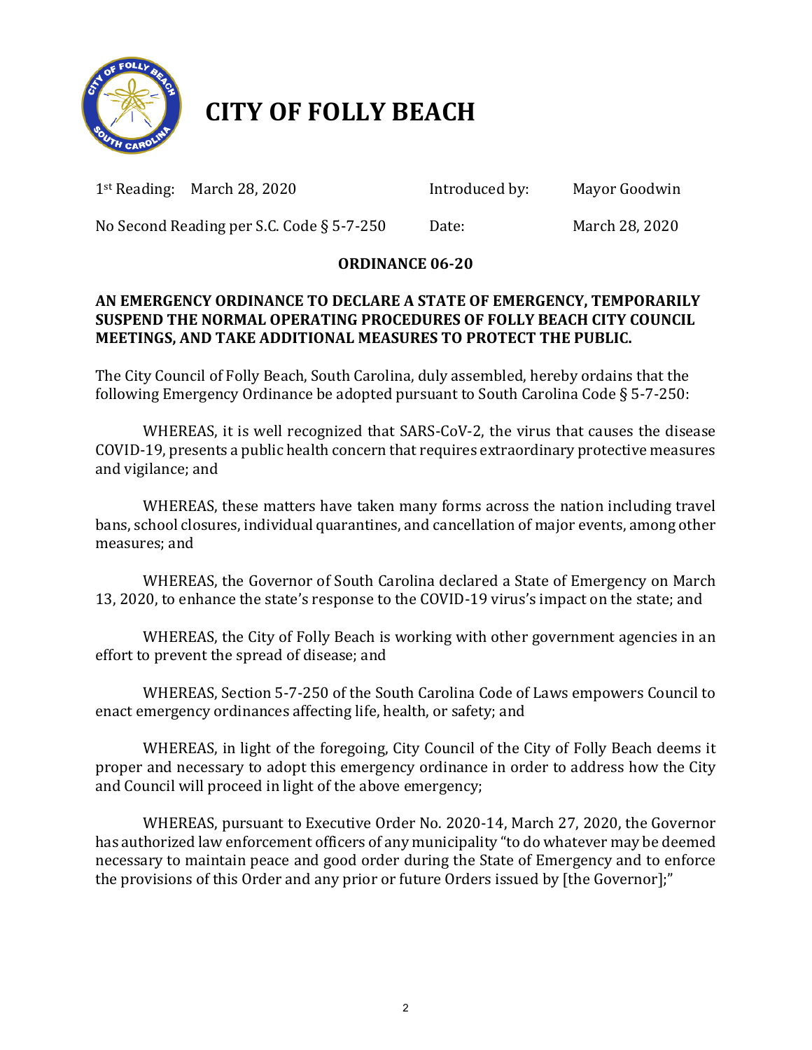# CITY OF FOLLY BEACH

| 1st Reading: March 28, 2020 | Introduced by: | Mayor Goodwin |
|---|---|---|
| No Second Reading per S.C. Code § 5-7-250 | Date: | March 28, 2020 |

**ORDINANCE 06-20**

**AN EMERGENCY ORDINANCE TO DECLARE A STATE OF EMERGENCY, TEMPORARILY SUSPEND THE NORMAL OPERATING PROCEDURES OF FOLLY BEACH CITY COUNCIL MEETINGS, AND TAKE ADDITIONAL MEASURES TO PROTECT THE PUBLIC.**

The City Council of Folly Beach, South Carolina, duly assembled, hereby ordains that the following Emergency Ordinance be adopted pursuant to South Carolina Code § 5-7-250:

WHEREAS, it is well recognized that SARS-CoV-2, the virus that causes the disease COVID-19, presents a public health concern that requires extraordinary protective measures and vigilance; and

WHEREAS, these matters have taken many forms across the nation including travel bans, school closures, individual quarantines, and cancellation of major events, among other measures; and

WHEREAS, the Governor of South Carolina declared a State of Emergency on March 13, 2020, to enhance the state's response to the COVID-19 virus's impact on the state; and

WHEREAS, the City of Folly Beach is working with other government agencies in an effort to prevent the spread of disease; and

WHEREAS, Section 5-7-250 of the South Carolina Code of Laws empowers Council to enact emergency ordinances affecting life, health, or safety; and

WHEREAS, in light of the foregoing, City Council of the City of Folly Beach deems it proper and necessary to adopt this emergency ordinance in order to address how the City and Council will proceed in light of the above emergency;

WHEREAS, pursuant to Executive Order No. 2020-14, March 27, 2020, the Governor has authorized law enforcement officers of any municipality "to do whatever may be deemed necessary to maintain peace and good order during the State of Emergency and to enforce the provisions of this Order and any prior or future Orders issued by [the Governor];"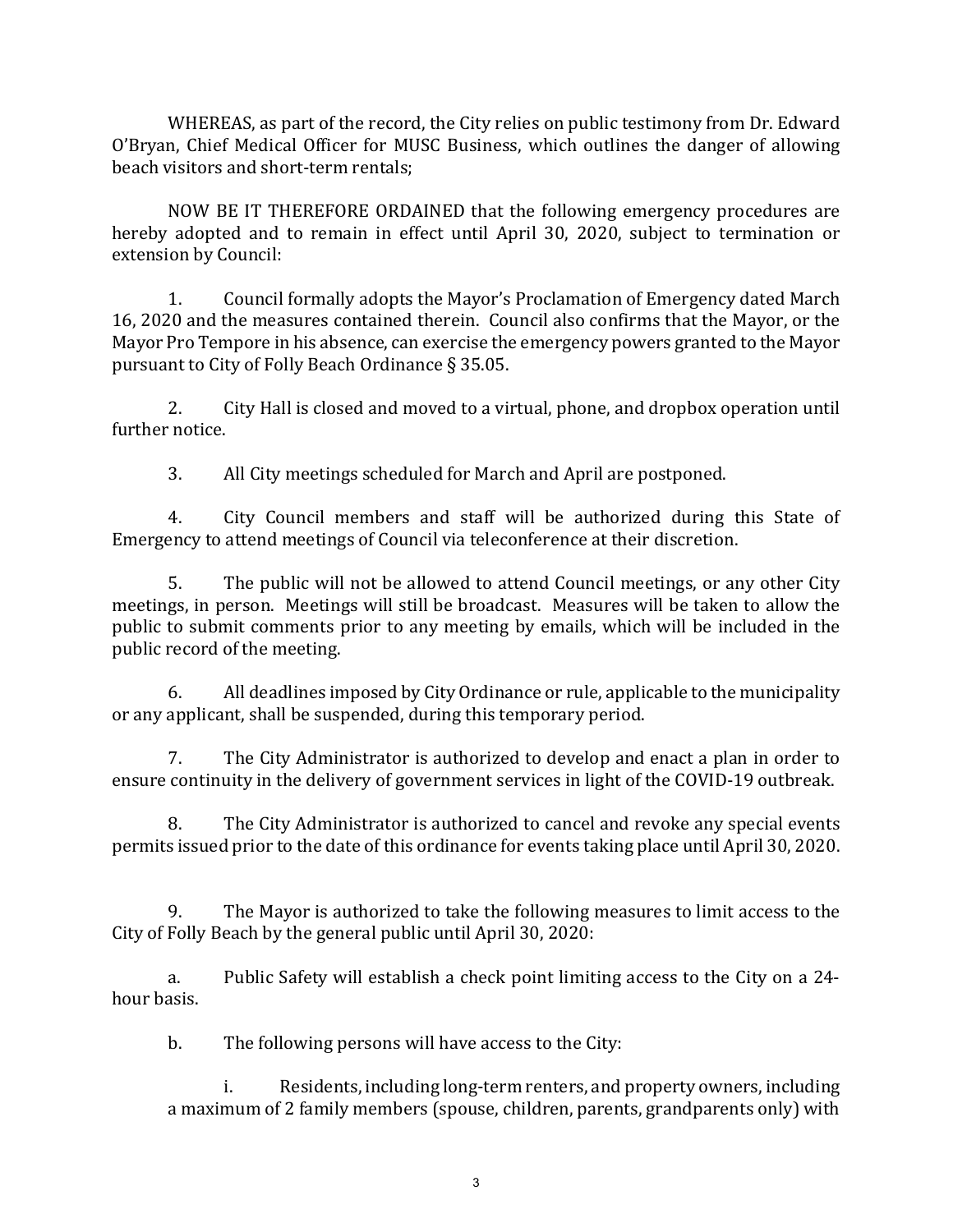WHEREAS, as part of the record, the City relies on public testimony from Dr. Edward O'Bryan, Chief Medical Officer for MUSC Business, which outlines the danger of allowing beach visitors and short-term rentals;

NOW BE IT THEREFORE ORDAINED that the following emergency procedures are hereby adopted and to remain in effect until April 30, 2020, subject to termination or extension by Council:

1. Council formally adopts the Mayor's Proclamation of Emergency dated March 16, 2020 and the measures contained therein. Council also confirms that the Mayor, or the Mayor Pro Tempore in his absence, can exercise the emergency powers granted to the Mayor pursuant to City of Folly Beach Ordinance § 35.05.

2. City Hall is closed and moved to a virtual, phone, and dropbox operation until further notice.

3. All City meetings scheduled for March and April are postponed.

4. City Council members and staff will be authorized during this State of Emergency to attend meetings of Council via teleconference at their discretion.

5. The public will not be allowed to attend Council meetings, or any other City meetings, in person. Meetings will still be broadcast. Measures will be taken to allow the public to submit comments prior to any meeting by emails, which will be included in the public record of the meeting.

6. All deadlines imposed by City Ordinance or rule, applicable to the municipality or any applicant, shall be suspended, during this temporary period.

7. The City Administrator is authorized to develop and enact a plan in order to ensure continuity in the delivery of government services in light of the COVID-19 outbreak.

8. The City Administrator is authorized to cancel and revoke any special events permits issued prior to the date of this ordinance for events taking place until April 30, 2020.

9. The Mayor is authorized to take the following measures to limit access to the City of Folly Beach by the general public until April 30, 2020:

   a. Public Safety will establish a check point limiting access to the City on a 24-hour basis.

   b. The following persons will have access to the City:

      i. Residents, including long-term renters, and property owners, including a maximum of 2 family members (spouse, children, parents, grandparents only) with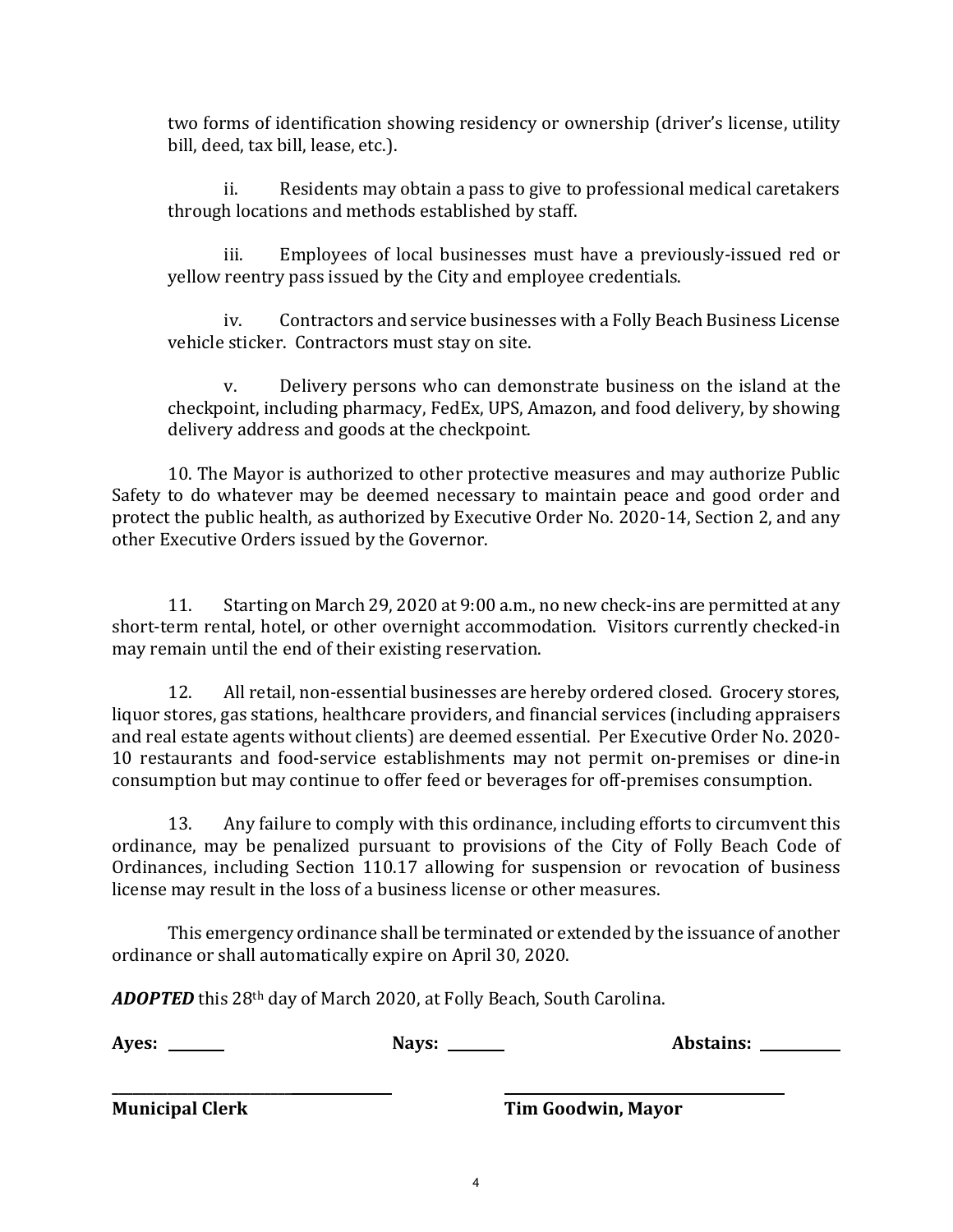two forms of identification showing residency or ownership (driver's license, utility bill, deed, tax bill, lease, etc.).

ii. Residents may obtain a pass to give to professional medical caretakers through locations and methods established by staff.

iii. Employees of local businesses must have a previously-issued red or yellow reentry pass issued by the City and employee credentials.

iv. Contractors and service businesses with a Folly Beach Business License vehicle sticker. Contractors must stay on site.

v. Delivery persons who can demonstrate business on the island at the checkpoint, including pharmacy, FedEx, UPS, Amazon, and food delivery, by showing delivery address and goods at the checkpoint.

10. The Mayor is authorized to other protective measures and may authorize Public Safety to do whatever may be deemed necessary to maintain peace and good order and protect the public health, as authorized by Executive Order No. 2020-14, Section 2, and any other Executive Orders issued by the Governor.

11. Starting on March 29, 2020 at 9:00 a.m., no new check-ins are permitted at any short-term rental, hotel, or other overnight accommodation. Visitors currently checked-in may remain until the end of their existing reservation.

12. All retail, non-essential businesses are hereby ordered closed. Grocery stores, liquor stores, gas stations, healthcare providers, and financial services (including appraisers and real estate agents without clients) are deemed essential. Per Executive Order No. 2020-10 restaurants and food-service establishments may not permit on-premises or dine-in consumption but may continue to offer feed or beverages for off-premises consumption.

13. Any failure to comply with this ordinance, including efforts to circumvent this ordinance, may be penalized pursuant to provisions of the City of Folly Beach Code of Ordinances, including Section 110.17 allowing for suspension or revocation of business license may result in the loss of a business license or other measures.

This emergency ordinance shall be terminated or extended by the issuance of another ordinance or shall automatically expire on April 30, 2020.

***ADOPTED*** this 28th day of March 2020, at Folly Beach, South Carolina.

**Ayes:** ________ **Nays:** ________ **Abstains:** ___________

_______________________________ _______________________________

**Municipal Clerk** **Tim Goodwin, Mayor**